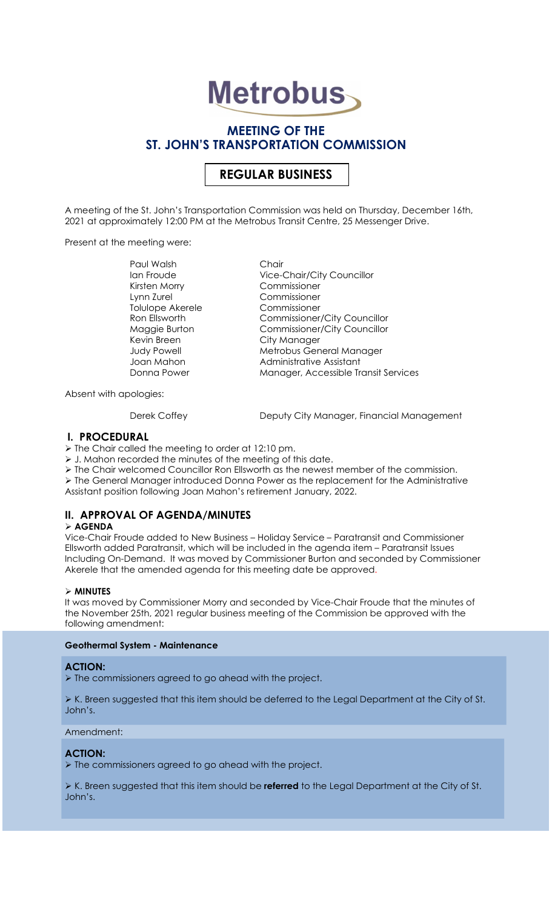# Metrobus

## MEETING OF THE ST. JOHN'S TRANSPORTATION COMMISSION

## REGULAR BUSINESS

A meeting of the St. John's Transportation Commission was held on Thursday, December 16th, 2021 at approximately 12:00 PM at the Metrobus Transit Centre, 25 Messenger Drive.

Present at the meeting were:

| | |
|---|---|
| Paul Walsh | Chair |
| Ian Froude | Vice-Chair/City Councillor |
| Kirsten Morry | Commissioner |
| Lynn Zurel | Commissioner |
| Tolulope Akerele | Commissioner |
| Ron Ellsworth | Commissioner/City Councillor |
| Maggie Burton | Commissioner/City Councillor |
| Kevin Breen | City Manager |
| Judy Powell | Metrobus General Manager |
| Joan Mahon | Administrative Assistant |
| Donna Power | Manager, Accessible Transit Services |

Absent with apologies:

| | |
|---|---|
| Derek Coffey | Deputy City Manager, Financial Management |

## I. PROCEDURAL

- The Chair called the meeting to order at 12:10 pm.
- J. Mahon recorded the minutes of the meeting of this date.
- The Chair welcomed Councillor Ron Ellsworth as the newest member of the commission.
- The General Manager introduced Donna Power as the replacement for the Administrative Assistant position following Joan Mahon's retirement January, 2022.

## II. APPROVAL OF AGENDA/MINUTES

- **AGENDA**

Vice-Chair Froude added to New Business – Holiday Service – Paratransit and Commissioner Ellsworth added Paratransit, which will be included in the agenda item – Paratransit Issues Including On-Demand. It was moved by Commissioner Burton and seconded by Commissioner Akerele that the amended agenda for this meeting date be approved.

- **MINUTES**

It was moved by Commissioner Morry and seconded by Vice-Chair Froude that the minutes of the November 25th, 2021 regular business meeting of the Commission be approved with the following amendment:

**Geothermal System - Maintenance**

**ACTION:**

- The commissioners agreed to go ahead with the project.
- K. Breen suggested that this item should be deferred to the Legal Department at the City of St. John's.

Amendment:

**ACTION:**

- The commissioners agreed to go ahead with the project.
- K. Breen suggested that this item should be **referred** to the Legal Department at the City of St. John's.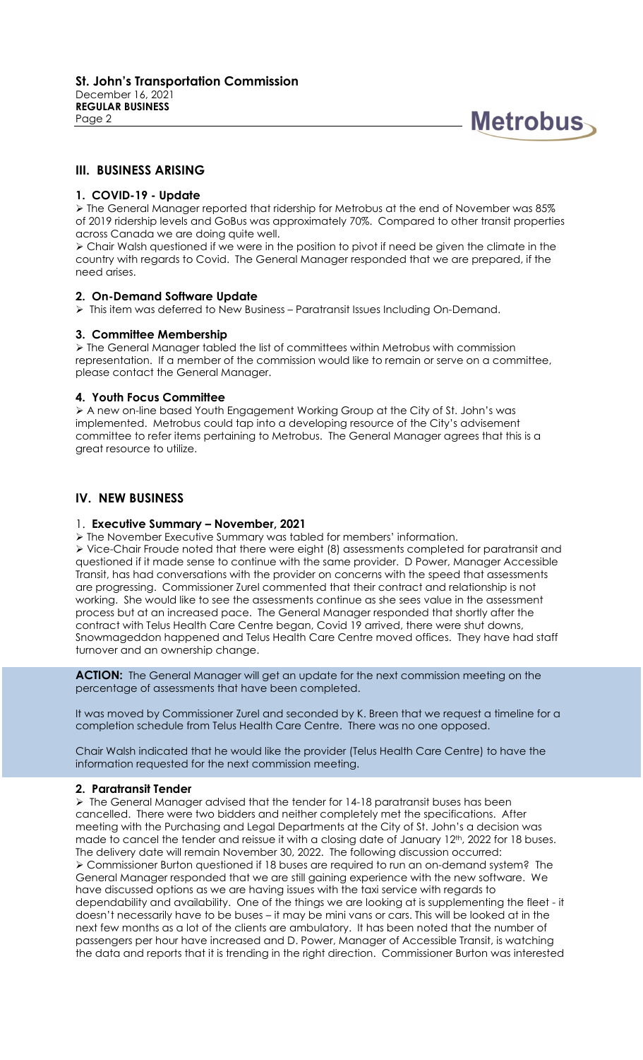## III. BUSINESS ARISING

### 1. COVID-19 - Update

➢ The General Manager reported that ridership for Metrobus at the end of November was 85% of 2019 ridership levels and GoBus was approximately 70%. Compared to other transit properties across Canada we are doing quite well.

➢ Chair Walsh questioned if we were in the position to pivot if need be given the climate in the country with regards to Covid. The General Manager responded that we are prepared, if the need arises.

### 2. On-Demand Software Update

➢ This item was deferred to New Business – Paratransit Issues Including On-Demand.

### 3. Committee Membership

➢ The General Manager tabled the list of committees within Metrobus with commission representation. If a member of the commission would like to remain or serve on a committee, please contact the General Manager.

### 4. Youth Focus Committee

➢ A new on-line based Youth Engagement Working Group at the City of St. John's was implemented. Metrobus could tap into a developing resource of the City's advisement committee to refer items pertaining to Metrobus. The General Manager agrees that this is a great resource to utilize.

## IV. NEW BUSINESS

### 1. Executive Summary – November, 2021

➢ The November Executive Summary was tabled for members' information.

➢ Vice-Chair Froude noted that there were eight (8) assessments completed for paratransit and questioned if it made sense to continue with the same provider. D Power, Manager Accessible Transit, has had conversations with the provider on concerns with the speed that assessments are progressing. Commissioner Zurel commented that their contract and relationship is not working. She would like to see the assessments continue as she sees value in the assessment process but at an increased pace. The General Manager responded that shortly after the contract with Telus Health Care Centre began, Covid 19 arrived, there were shut downs, Snowmageddon happened and Telus Health Care Centre moved offices. They have had staff turnover and an ownership change.

**ACTION:** The General Manager will get an update for the next commission meeting on the percentage of assessments that have been completed.

It was moved by Commissioner Zurel and seconded by K. Breen that we request a timeline for a completion schedule from Telus Health Care Centre. There was no one opposed.

Chair Walsh indicated that he would like the provider (Telus Health Care Centre) to have the information requested for the next commission meeting.

### 2. Paratransit Tender

➢ The General Manager advised that the tender for 14-18 paratransit buses has been cancelled. There were two bidders and neither completely met the specifications. After meeting with the Purchasing and Legal Departments at the City of St. John's a decision was made to cancel the tender and reissue it with a closing date of January 12th, 2022 for 18 buses. The delivery date will remain November 30, 2022. The following discussion occurred:

➢ Commissioner Burton questioned if 18 buses are required to run an on-demand system? The General Manager responded that we are still gaining experience with the new software. We have discussed options as we are having issues with the taxi service with regards to dependability and availability. One of the things we are looking at is supplementing the fleet - it doesn't necessarily have to be buses – it may be mini vans or cars. This will be looked at in the next few months as a lot of the clients are ambulatory. It has been noted that the number of passengers per hour have increased and D. Power, Manager of Accessible Transit, is watching the data and reports that it is trending in the right direction. Commissioner Burton was interested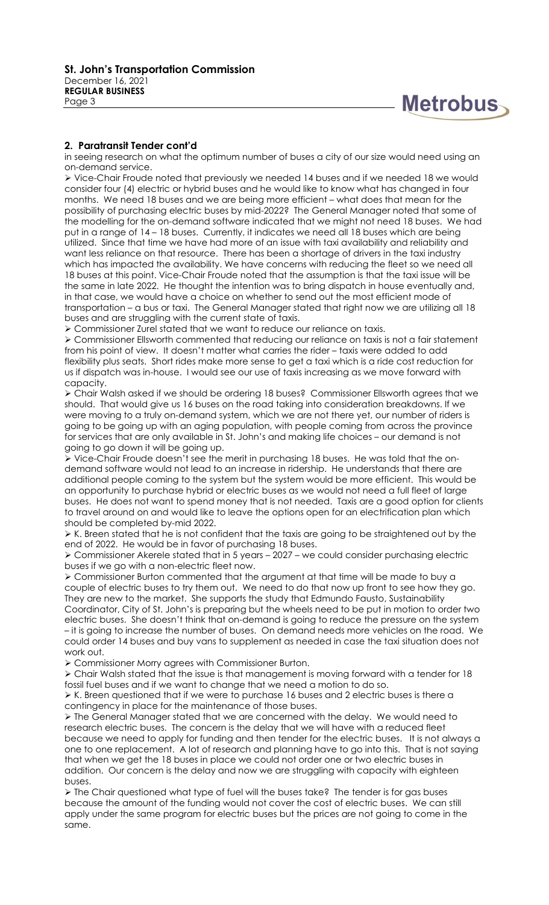## 2. Paratransit Tender cont'd

in seeing research on what the optimum number of buses a city of our size would need using an on-demand service.

- Vice-Chair Froude noted that previously we needed 14 buses and if we needed 18 we would consider four (4) electric or hybrid buses and he would like to know what has changed in four months. We need 18 buses and we are being more efficient – what does that mean for the possibility of purchasing electric buses by mid-2022? The General Manager noted that some of the modelling for the on-demand software indicated that we might not need 18 buses. We had put in a range of 14 – 18 buses. Currently, it indicates we need all 18 buses which are being utilized. Since that time we have had more of an issue with taxi availability and reliability and want less reliance on that resource. There has been a shortage of drivers in the taxi industry which has impacted the availability. We have concerns with reducing the fleet so we need all 18 buses at this point. Vice-Chair Froude noted that the assumption is that the taxi issue will be the same in late 2022. He thought the intention was to bring dispatch in house eventually and, in that case, we would have a choice on whether to send out the most efficient mode of transportation – a bus or taxi. The General Manager stated that right now we are utilizing all 18 buses and are struggling with the current state of taxis.
- Commissioner Zurel stated that we want to reduce our reliance on taxis.
- Commissioner Ellsworth commented that reducing our reliance on taxis is not a fair statement from his point of view. It doesn't matter what carries the rider – taxis were added to add flexibility plus seats. Short rides make more sense to get a taxi which is a ride cost reduction for us if dispatch was in-house. I would see our use of taxis increasing as we move forward with capacity.
- Chair Walsh asked if we should be ordering 18 buses? Commissioner Ellsworth agrees that we should. That would give us 16 buses on the road taking into consideration breakdowns. If we were moving to a truly on-demand system, which we are not there yet, our number of riders is going to be going up with an aging population, with people coming from across the province for services that are only available in St. John's and making life choices – our demand is not going to go down it will be going up.
- Vice-Chair Froude doesn't see the merit in purchasing 18 buses. He was told that the on-demand software would not lead to an increase in ridership. He understands that there are additional people coming to the system but the system would be more efficient. This would be an opportunity to purchase hybrid or electric buses as we would not need a full fleet of large buses. He does not want to spend money that is not needed. Taxis are a good option for clients to travel around on and would like to leave the options open for an electrification plan which should be completed by-mid 2022.
- K. Breen stated that he is not confident that the taxis are going to be straightened out by the end of 2022. He would be in favor of purchasing 18 buses.
- Commissioner Akerele stated that in 5 years – 2027 – we could consider purchasing electric buses if we go with a non-electric fleet now.
- Commissioner Burton commented that the argument at that time will be made to buy a couple of electric buses to try them out. We need to do that now up front to see how they go. They are new to the market. She supports the study that Edmundo Fausto, Sustainability Coordinator, City of St. John's is preparing but the wheels need to be put in motion to order two electric buses. She doesn't think that on-demand is going to reduce the pressure on the system – it is going to increase the number of buses. On demand needs more vehicles on the road. We could order 14 buses and buy vans to supplement as needed in case the taxi situation does not work out.
- Commissioner Morry agrees with Commissioner Burton.
- Chair Walsh stated that the issue is that management is moving forward with a tender for 18 fossil fuel buses and if we want to change that we need a motion to do so.
- K. Breen questioned that if we were to purchase 16 buses and 2 electric buses is there a contingency in place for the maintenance of those buses.
- The General Manager stated that we are concerned with the delay. We would need to research electric buses. The concern is the delay that we will have with a reduced fleet because we need to apply for funding and then tender for the electric buses. It is not always a one to one replacement. A lot of research and planning have to go into this. That is not saying that when we get the 18 buses in place we could not order one or two electric buses in addition. Our concern is the delay and now we are struggling with capacity with eighteen buses.
- The Chair questioned what type of fuel will the buses take? The tender is for gas buses because the amount of the funding would not cover the cost of electric buses. We can still apply under the same program for electric buses but the prices are not going to come in the same.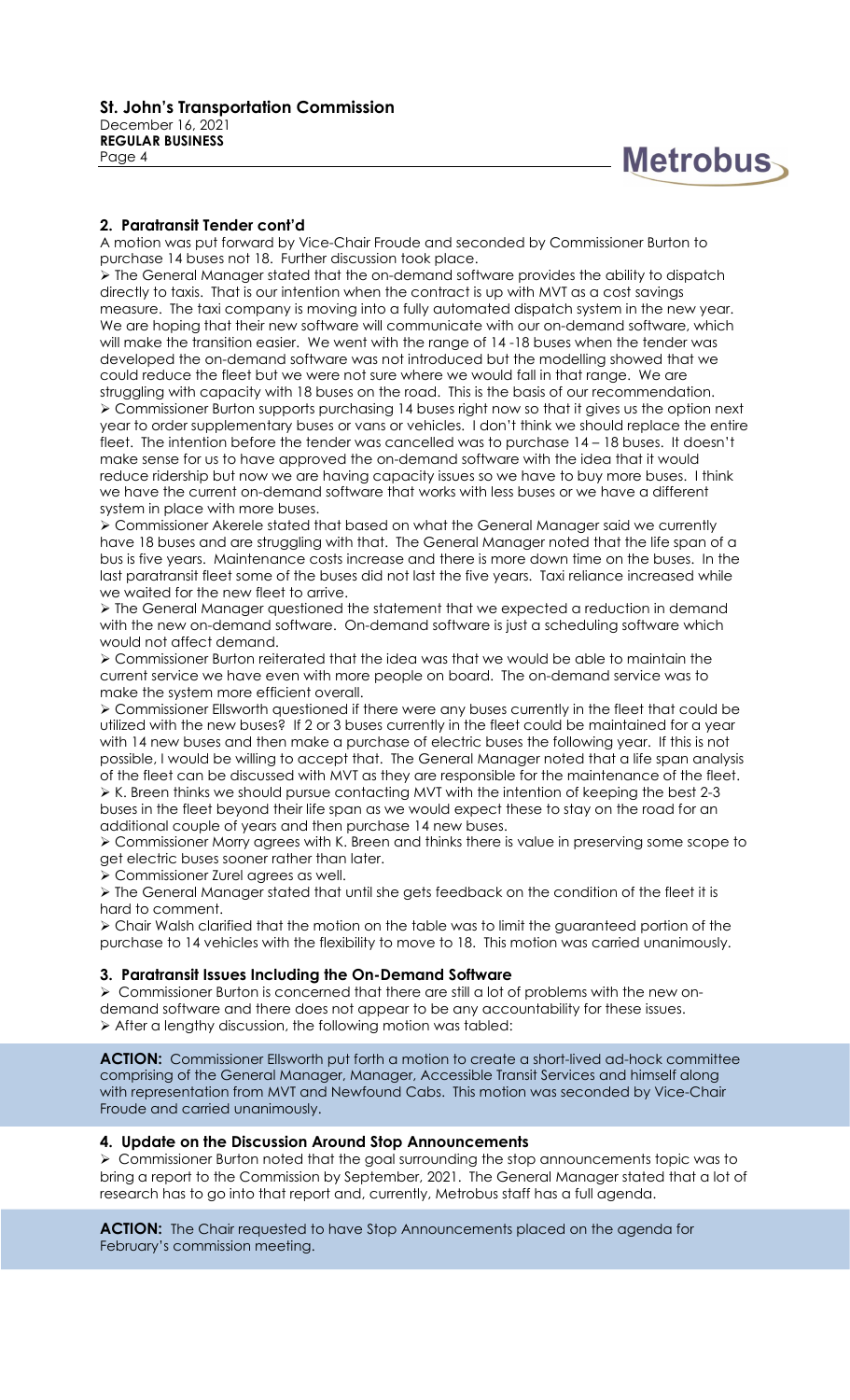### 2. Paratransit Tender cont'd

A motion was put forward by Vice-Chair Froude and seconded by Commissioner Burton to purchase 14 buses not 18. Further discussion took place.

- The General Manager stated that the on-demand software provides the ability to dispatch directly to taxis. That is our intention when the contract is up with MVT as a cost savings measure. The taxi company is moving into a fully automated dispatch system in the new year. We are hoping that their new software will communicate with our on-demand software, which will make the transition easier. We went with the range of 14 -18 buses when the tender was developed the on-demand software was not introduced but the modelling showed that we could reduce the fleet but we were not sure where we would fall in that range. We are struggling with capacity with 18 buses on the road. This is the basis of our recommendation.
- Commissioner Burton supports purchasing 14 buses right now so that it gives us the option next year to order supplementary buses or vans or vehicles. I don't think we should replace the entire fleet. The intention before the tender was cancelled was to purchase 14 – 18 buses. It doesn't make sense for us to have approved the on-demand software with the idea that it would reduce ridership but now we are having capacity issues so we have to buy more buses. I think we have the current on-demand software that works with less buses or we have a different system in place with more buses.
- Commissioner Akerele stated that based on what the General Manager said we currently have 18 buses and are struggling with that. The General Manager noted that the life span of a bus is five years. Maintenance costs increase and there is more down time on the buses. In the last paratransit fleet some of the buses did not last the five years. Taxi reliance increased while we waited for the new fleet to arrive.
- The General Manager questioned the statement that we expected a reduction in demand with the new on-demand software. On-demand software is just a scheduling software which would not affect demand.
- Commissioner Burton reiterated that the idea was that we would be able to maintain the current service we have even with more people on board. The on-demand service was to make the system more efficient overall.
- Commissioner Ellsworth questioned if there were any buses currently in the fleet that could be utilized with the new buses? If 2 or 3 buses currently in the fleet could be maintained for a year with 14 new buses and then make a purchase of electric buses the following year. If this is not possible, I would be willing to accept that. The General Manager noted that a life span analysis of the fleet can be discussed with MVT as they are responsible for the maintenance of the fleet.
- K. Breen thinks we should pursue contacting MVT with the intention of keeping the best 2-3 buses in the fleet beyond their life span as we would expect these to stay on the road for an additional couple of years and then purchase 14 new buses.
- Commissioner Morry agrees with K. Breen and thinks there is value in preserving some scope to get electric buses sooner rather than later.
- Commissioner Zurel agrees as well.
- The General Manager stated that until she gets feedback on the condition of the fleet it is hard to comment.
- Chair Walsh clarified that the motion on the table was to limit the guaranteed portion of the purchase to 14 vehicles with the flexibility to move to 18. This motion was carried unanimously.

### 3. Paratransit Issues Including the On-Demand Software

- Commissioner Burton is concerned that there are still a lot of problems with the new on-demand software and there does not appear to be any accountability for these issues.
- After a lengthy discussion, the following motion was tabled:

**ACTION:** Commissioner Ellsworth put forth a motion to create a short-lived ad-hock committee comprising of the General Manager, Manager, Accessible Transit Services and himself along with representation from MVT and Newfound Cabs. This motion was seconded by Vice-Chair Froude and carried unanimously.

### 4. Update on the Discussion Around Stop Announcements

- Commissioner Burton noted that the goal surrounding the stop announcements topic was to bring a report to the Commission by September, 2021. The General Manager stated that a lot of research has to go into that report and, currently, Metrobus staff has a full agenda.

**ACTION:** The Chair requested to have Stop Announcements placed on the agenda for February's commission meeting.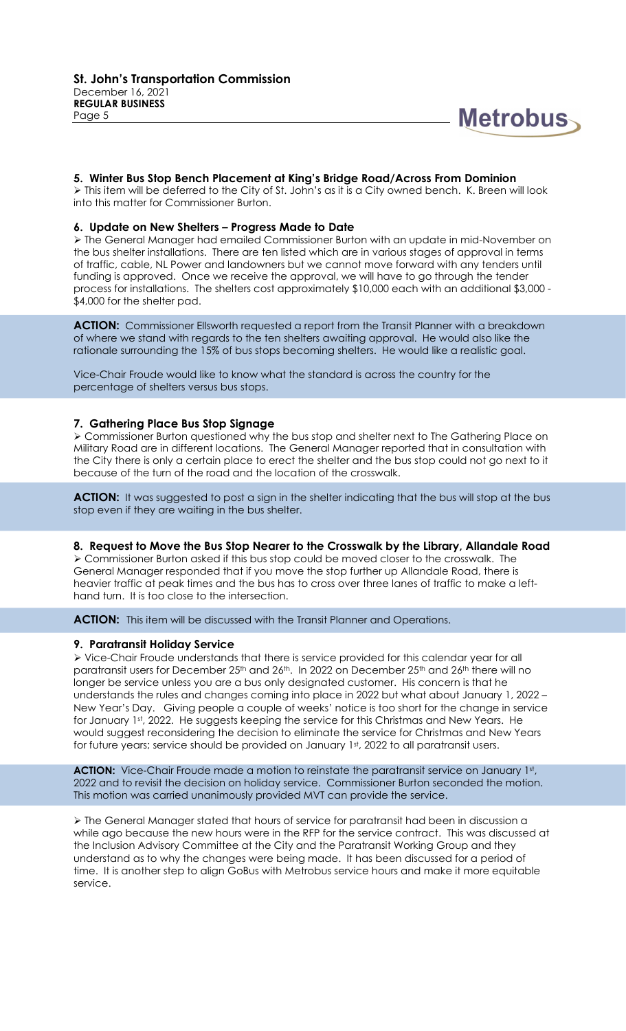### 5. Winter Bus Stop Bench Placement at King's Bridge Road/Across From Dominion

➢ This item will be deferred to the City of St. John's as it is a City owned bench. K. Breen will look into this matter for Commissioner Burton.

### 6. Update on New Shelters – Progress Made to Date

➢ The General Manager had emailed Commissioner Burton with an update in mid-November on the bus shelter installations. There are ten listed which are in various stages of approval in terms of traffic, cable, NL Power and landowners but we cannot move forward with any tenders until funding is approved. Once we receive the approval, we will have to go through the tender process for installations. The shelters cost approximately $10,000 each with an additional $3,000 - $4,000 for the shelter pad.

**ACTION:** Commissioner Ellsworth requested a report from the Transit Planner with a breakdown of where we stand with regards to the ten shelters awaiting approval. He would also like the rationale surrounding the 15% of bus stops becoming shelters. He would like a realistic goal.

Vice-Chair Froude would like to know what the standard is across the country for the percentage of shelters versus bus stops.

### 7. Gathering Place Bus Stop Signage

➢ Commissioner Burton questioned why the bus stop and shelter next to The Gathering Place on Military Road are in different locations. The General Manager reported that in consultation with the City there is only a certain place to erect the shelter and the bus stop could not go next to it because of the turn of the road and the location of the crosswalk.

**ACTION:** It was suggested to post a sign in the shelter indicating that the bus will stop at the bus stop even if they are waiting in the bus shelter.

### 8. Request to Move the Bus Stop Nearer to the Crosswalk by the Library, Allandale Road

➢ Commissioner Burton asked if this bus stop could be moved closer to the crosswalk. The General Manager responded that if you move the stop further up Allandale Road, there is heavier traffic at peak times and the bus has to cross over three lanes of traffic to make a left-hand turn. It is too close to the intersection.

**ACTION:** This item will be discussed with the Transit Planner and Operations.

### 9. Paratransit Holiday Service

➢ Vice-Chair Froude understands that there is service provided for this calendar year for all paratransit users for December 25th and 26th. In 2022 on December 25th and 26th there will no longer be service unless you are a bus only designated customer. His concern is that he understands the rules and changes coming into place in 2022 but what about January 1, 2022 – New Year's Day. Giving people a couple of weeks' notice is too short for the change in service for January 1st, 2022. He suggests keeping the service for this Christmas and New Years. He would suggest reconsidering the decision to eliminate the service for Christmas and New Years for future years; service should be provided on January 1st, 2022 to all paratransit users.

**ACTION:** Vice-Chair Froude made a motion to reinstate the paratransit service on January 1st, 2022 and to revisit the decision on holiday service. Commissioner Burton seconded the motion. This motion was carried unanimously provided MVT can provide the service.

➢ The General Manager stated that hours of service for paratransit had been in discussion a while ago because the new hours were in the RFP for the service contract. This was discussed at the Inclusion Advisory Committee at the City and the Paratransit Working Group and they understand as to why the changes were being made. It has been discussed for a period of time. It is another step to align GoBus with Metrobus service hours and make it more equitable service.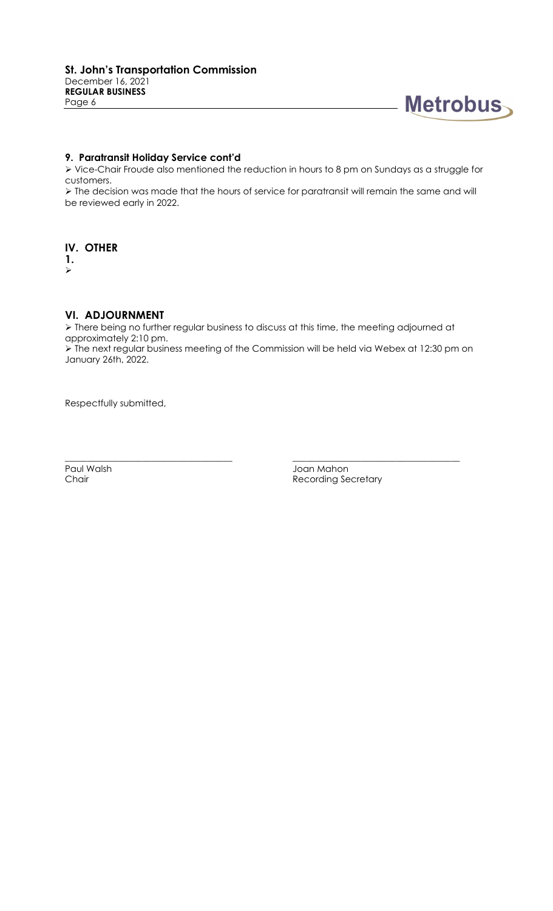### 9. Paratransit Holiday Service cont'd

- Vice-Chair Froude also mentioned the reduction in hours to 8 pm on Sundays as a struggle for customers.
- The decision was made that the hours of service for paratransit will remain the same and will be reviewed early in 2022.

## IV. OTHER

**1.**

- 

## VI. ADJOURNMENT

- There being no further regular business to discuss at this time, the meeting adjourned at approximately 2:10 pm.
- The next regular business meeting of the Commission will be held via Webex at 12:30 pm on January 26th, 2022.

Respectfully submitted,

\_\_\_\_\_\_\_\_\_\_\_\_\_\_\_\_\_\_\_\_\_\_\_\_\_\_\_\_\_\_\_\_\_\_\_\_
Paul Walsh
Chair

\_\_\_\_\_\_\_\_\_\_\_\_\_\_\_\_\_\_\_\_\_\_\_\_\_\_\_\_\_\_\_\_\_\_\_\_
Joan Mahon
Recording Secretary